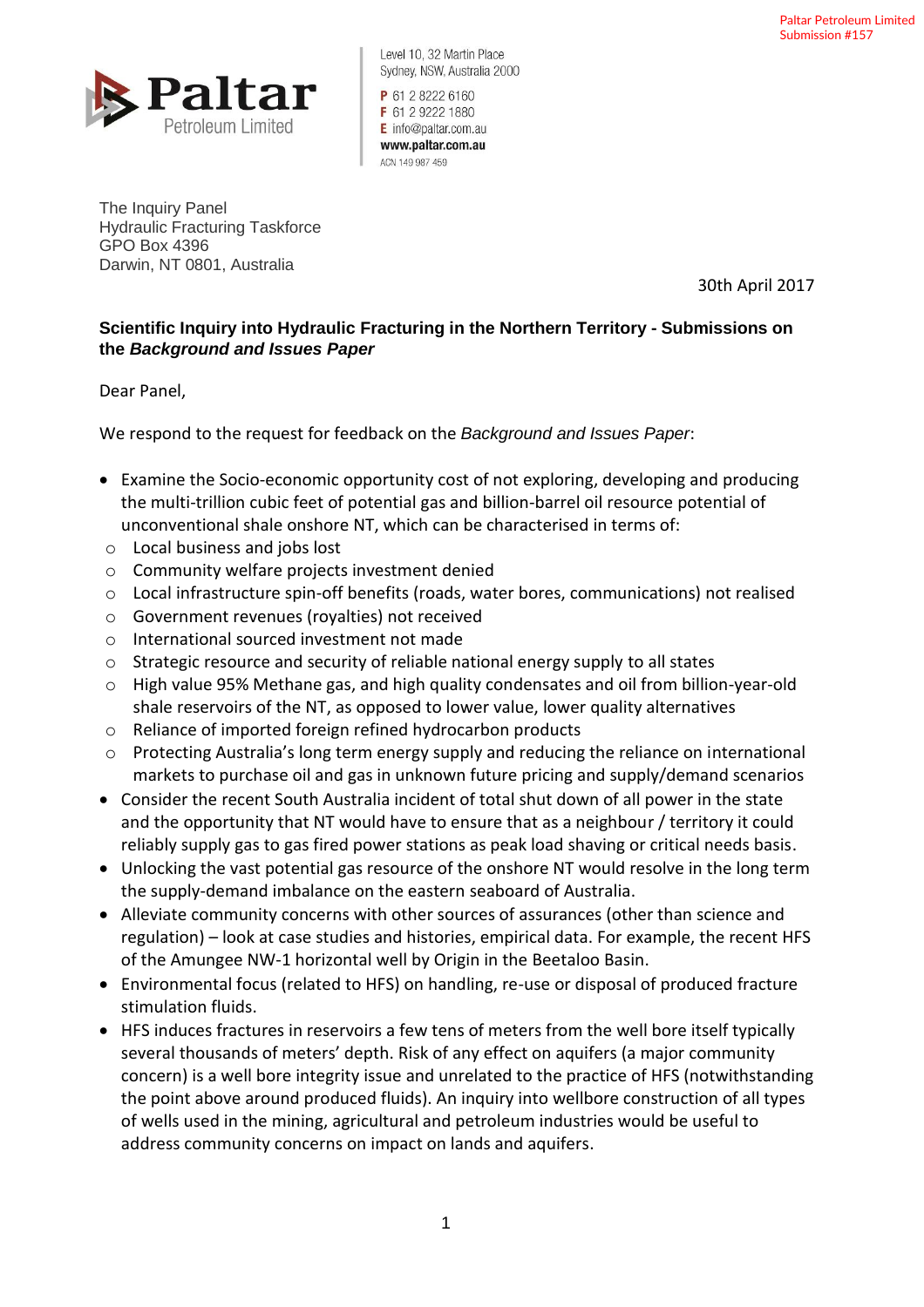Paltar Petroleum Limited
Submission #157

**Paltar**
Petroleum Limited

Level 10, 32 Martin Place
Sydney, NSW, Australia 2000

**P** 61 2 8222 6160
**F** 61 2 9222 1880
**E** info@paltar.com.au
**www.paltar.com.au**
ACN 149 987 459

The Inquiry Panel
Hydraulic Fracturing Taskforce
GPO Box 4396
Darwin, NT 0801, Australia

30th April 2017

**Scientific Inquiry into Hydraulic Fracturing in the Northern Territory - Submissions on the *Background and Issues Paper***

Dear Panel,

We respond to the request for feedback on the *Background and Issues Paper*:

- Examine the Socio-economic opportunity cost of not exploring, developing and producing the multi-trillion cubic feet of potential gas and billion-barrel oil resource potential of unconventional shale onshore NT, which can be characterised in terms of:
  - Local business and jobs lost
  - Community welfare projects investment denied
  - Local infrastructure spin-off benefits (roads, water bores, communications) not realised
  - Government revenues (royalties) not received
  - International sourced investment not made
  - Strategic resource and security of reliable national energy supply to all states
  - High value 95% Methane gas, and high quality condensates and oil from billion-year-old shale reservoirs of the NT, as opposed to lower value, lower quality alternatives
  - Reliance of imported foreign refined hydrocarbon products
  - Protecting Australia's long term energy supply and reducing the reliance on international markets to purchase oil and gas in unknown future pricing and supply/demand scenarios
- Consider the recent South Australia incident of total shut down of all power in the state and the opportunity that NT would have to ensure that as a neighbour / territory it could reliably supply gas to gas fired power stations as peak load shaving or critical needs basis.
- Unlocking the vast potential gas resource of the onshore NT would resolve in the long term the supply-demand imbalance on the eastern seaboard of Australia.
- Alleviate community concerns with other sources of assurances (other than science and regulation) – look at case studies and histories, empirical data. For example, the recent HFS of the Amungee NW-1 horizontal well by Origin in the Beetaloo Basin.
- Environmental focus (related to HFS) on handling, re-use or disposal of produced fracture stimulation fluids.
- HFS induces fractures in reservoirs a few tens of meters from the well bore itself typically several thousands of meters' depth. Risk of any effect on aquifers (a major community concern) is a well bore integrity issue and unrelated to the practice of HFS (notwithstanding the point above around produced fluids). An inquiry into wellbore construction of all types of wells used in the mining, agricultural and petroleum industries would be useful to address community concerns on impact on lands and aquifers.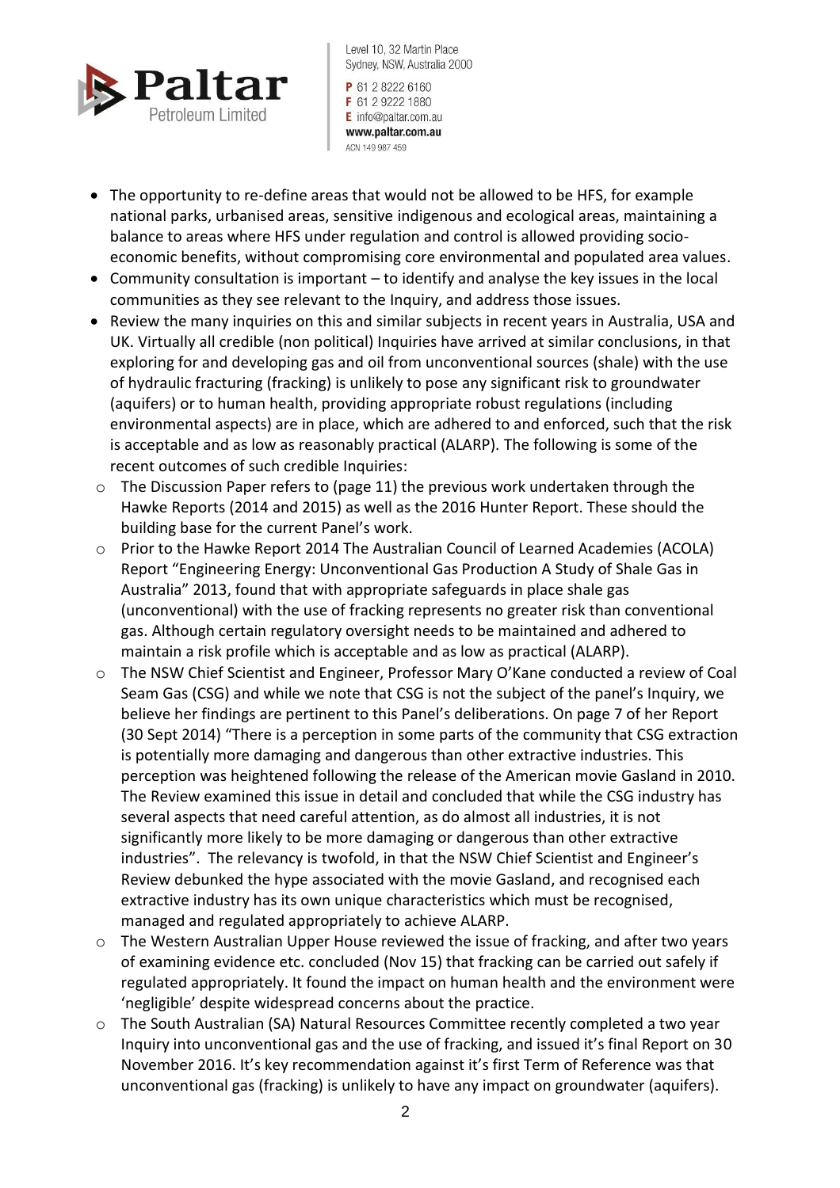- The opportunity to re-define areas that would not be allowed to be HFS, for example national parks, urbanised areas, sensitive indigenous and ecological areas, maintaining a balance to areas where HFS under regulation and control is allowed providing socio-economic benefits, without compromising core environmental and populated area values.
- Community consultation is important – to identify and analyse the key issues in the local communities as they see relevant to the Inquiry, and address those issues.
- Review the many inquiries on this and similar subjects in recent years in Australia, USA and UK. Virtually all credible (non political) Inquiries have arrived at similar conclusions, in that exploring for and developing gas and oil from unconventional sources (shale) with the use of hydraulic fracturing (fracking) is unlikely to pose any significant risk to groundwater (aquifers) or to human health, providing appropriate robust regulations (including environmental aspects) are in place, which are adhered to and enforced, such that the risk is acceptable and as low as reasonably practical (ALARP). The following is some of the recent outcomes of such credible Inquiries:
  - The Discussion Paper refers to (page 11) the previous work undertaken through the Hawke Reports (2014 and 2015) as well as the 2016 Hunter Report. These should the building base for the current Panel's work.
  - Prior to the Hawke Report 2014 The Australian Council of Learned Academies (ACOLA) Report "Engineering Energy: Unconventional Gas Production A Study of Shale Gas in Australia" 2013, found that with appropriate safeguards in place shale gas (unconventional) with the use of fracking represents no greater risk than conventional gas. Although certain regulatory oversight needs to be maintained and adhered to maintain a risk profile which is acceptable and as low as practical (ALARP).
  - The NSW Chief Scientist and Engineer, Professor Mary O'Kane conducted a review of Coal Seam Gas (CSG) and while we note that CSG is not the subject of the panel's Inquiry, we believe her findings are pertinent to this Panel's deliberations. On page 7 of her Report (30 Sept 2014) "There is a perception in some parts of the community that CSG extraction is potentially more damaging and dangerous than other extractive industries. This perception was heightened following the release of the American movie Gasland in 2010. The Review examined this issue in detail and concluded that while the CSG industry has several aspects that need careful attention, as do almost all industries, it is not significantly more likely to be more damaging or dangerous than other extractive industries". The relevancy is twofold, in that the NSW Chief Scientist and Engineer's Review debunked the hype associated with the movie Gasland, and recognised each extractive industry has its own unique characteristics which must be recognised, managed and regulated appropriately to achieve ALARP.
  - The Western Australian Upper House reviewed the issue of fracking, and after two years of examining evidence etc. concluded (Nov 15) that fracking can be carried out safely if regulated appropriately. It found the impact on human health and the environment were 'negligible' despite widespread concerns about the practice.
  - The South Australian (SA) Natural Resources Committee recently completed a two year Inquiry into unconventional gas and the use of fracking, and issued it's final Report on 30 November 2016. It's key recommendation against it's first Term of Reference was that unconventional gas (fracking) is unlikely to have any impact on groundwater (aquifers).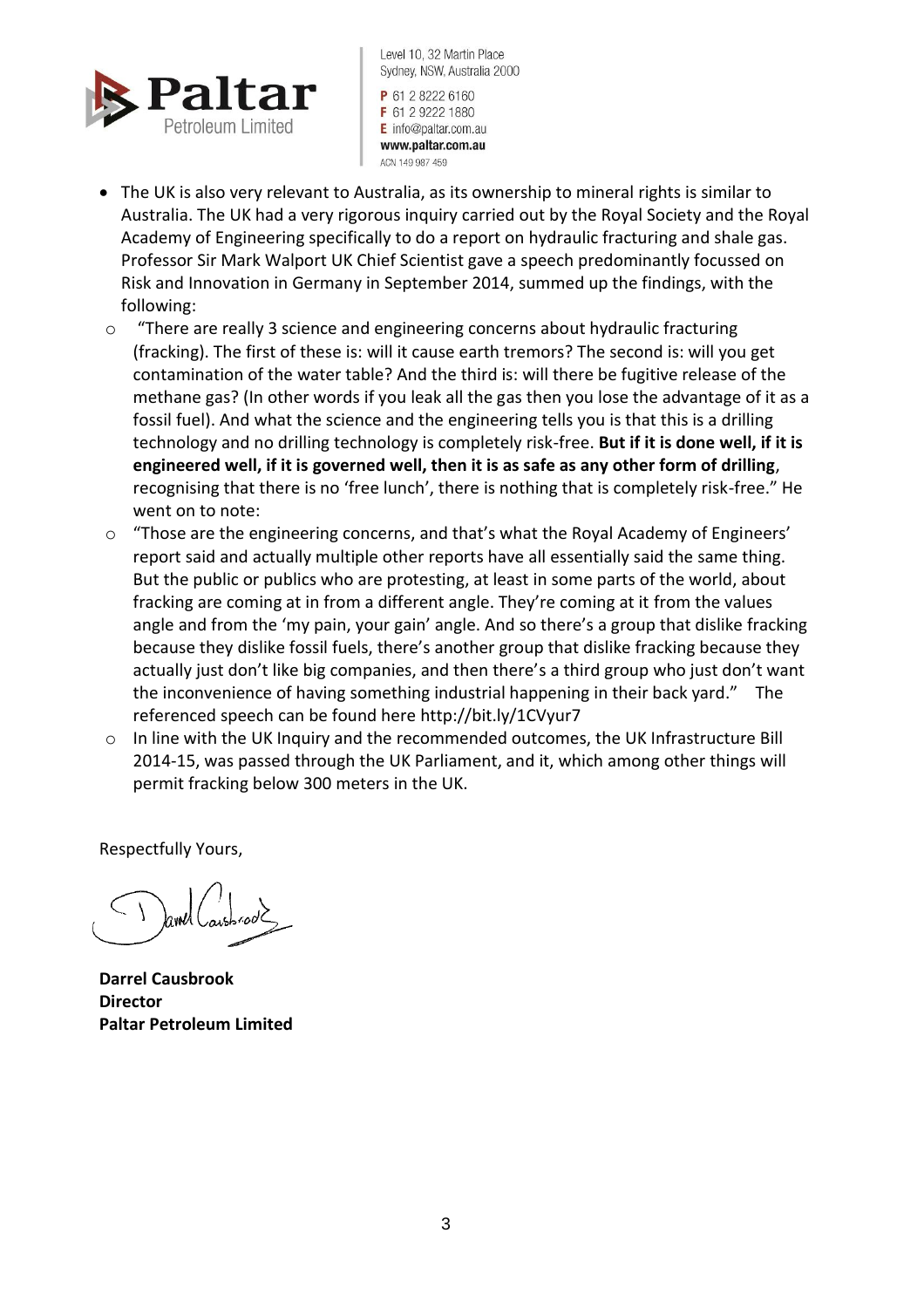- The UK is also very relevant to Australia, as its ownership to mineral rights is similar to Australia. The UK had a very rigorous inquiry carried out by the Royal Society and the Royal Academy of Engineering specifically to do a report on hydraulic fracturing and shale gas. Professor Sir Mark Walport UK Chief Scientist gave a speech predominantly focussed on Risk and Innovation in Germany in September 2014, summed up the findings, with the following:
  - "There are really 3 science and engineering concerns about hydraulic fracturing (fracking). The first of these is: will it cause earth tremors? The second is: will you get contamination of the water table? And the third is: will there be fugitive release of the methane gas? (In other words if you leak all the gas then you lose the advantage of it as a fossil fuel). And what the science and the engineering tells you is that this is a drilling technology and no drilling technology is completely risk-free. **But if it is done well, if it is engineered well, if it is governed well, then it is as safe as any other form of drilling**, recognising that there is no 'free lunch', there is nothing that is completely risk-free." He went on to note:
  - "Those are the engineering concerns, and that's what the Royal Academy of Engineers' report said and actually multiple other reports have all essentially said the same thing. But the public or publics who are protesting, at least in some parts of the world, about fracking are coming at in from a different angle. They're coming at it from the values angle and from the 'my pain, your gain' angle. And so there's a group that dislike fracking because they dislike fossil fuels, there's another group that dislike fracking because they actually just don't like big companies, and then there's a third group who just don't want the inconvenience of having something industrial happening in their back yard." The referenced speech can be found here http://bit.ly/1CVyur7
  - In line with the UK Inquiry and the recommended outcomes, the UK Infrastructure Bill 2014-15, was passed through the UK Parliament, and it, which among other things will permit fracking below 300 meters in the UK.

Respectfully Yours,

**Darrel Causbrook**
**Director**
**Paltar Petroleum Limited**